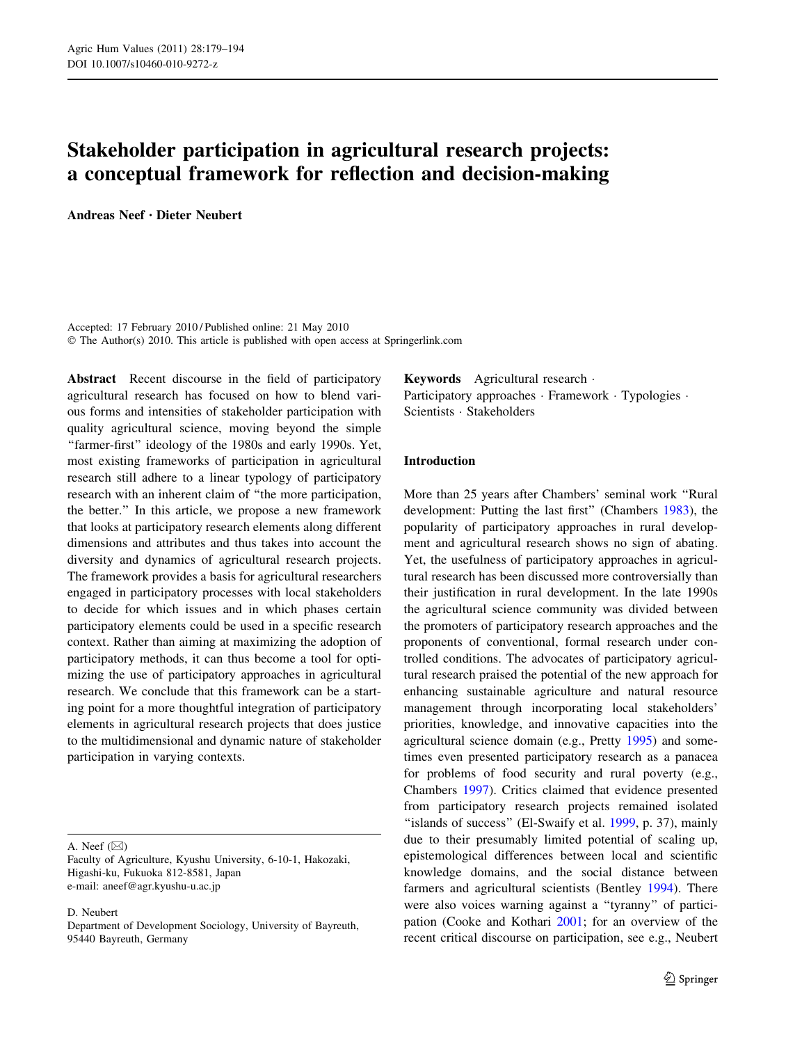# Stakeholder participation in agricultural research projects: a conceptual framework for reflection and decision-making

**Andreas Neef · Dieter Neubert**

Accepted: 17 February 2010 / Published online: 21 May 2010
© The Author(s) 2010. This article is published with open access at Springerlink.com

**Abstract** Recent discourse in the field of participatory agricultural research has focused on how to blend various forms and intensities of stakeholder participation with quality agricultural science, moving beyond the simple "farmer-first" ideology of the 1980s and early 1990s. Yet, most existing frameworks of participation in agricultural research still adhere to a linear typology of participatory research with an inherent claim of "the more participation, the better." In this article, we propose a new framework that looks at participatory research elements along different dimensions and attributes and thus takes into account the diversity and dynamics of agricultural research projects. The framework provides a basis for agricultural researchers engaged in participatory processes with local stakeholders to decide for which issues and in which phases certain participatory elements could be used in a specific research context. Rather than aiming at maximizing the adoption of participatory methods, it can thus become a tool for optimizing the use of participatory approaches in agricultural research. We conclude that this framework can be a starting point for a more thoughtful integration of participatory elements in agricultural research projects that does justice to the multidimensional and dynamic nature of stakeholder participation in varying contexts.

**Keywords** Agricultural research · Participatory approaches · Framework · Typologies · Scientists · Stakeholders

A. Neef (✉)
Faculty of Agriculture, Kyushu University, 6-10-1, Hakozaki, Higashi-ku, Fukuoka 812-8581, Japan
e-mail: aneef@agr.kyushu-u.ac.jp

D. Neubert
Department of Development Sociology, University of Bayreuth, 95440 Bayreuth, Germany

## Introduction

More than 25 years after Chambers' seminal work "Rural development: Putting the last first" (Chambers 1983), the popularity of participatory approaches in rural development and agricultural research shows no sign of abating. Yet, the usefulness of participatory approaches in agricultural research has been discussed more controversially than their justification in rural development. In the late 1990s the agricultural science community was divided between the promoters of participatory research approaches and the proponents of conventional, formal research under controlled conditions. The advocates of participatory agricultural research praised the potential of the new approach for enhancing sustainable agriculture and natural resource management through incorporating local stakeholders' priorities, knowledge, and innovative capacities into the agricultural science domain (e.g., Pretty 1995) and sometimes even presented participatory research as a panacea for problems of food security and rural poverty (e.g., Chambers 1997). Critics claimed that evidence presented from participatory research projects remained isolated "islands of success" (El-Swaify et al. 1999, p. 37), mainly due to their presumably limited potential of scaling up, epistemological differences between local and scientific knowledge domains, and the social distance between farmers and agricultural scientists (Bentley 1994). There were also voices warning against a "tyranny" of participation (Cooke and Kothari 2001; for an overview of the recent critical discourse on participation, see e.g., Neubert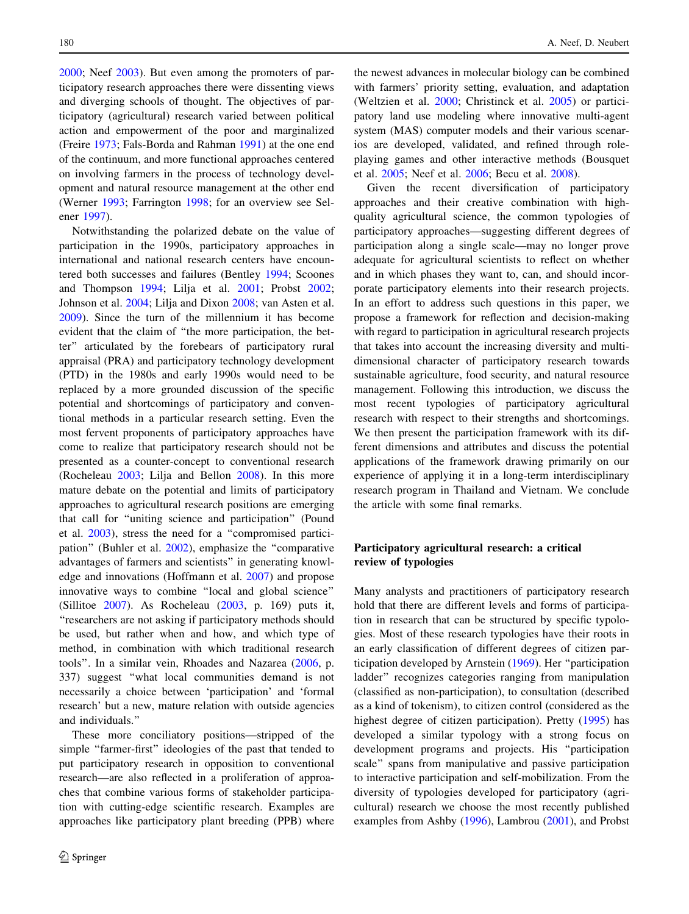2000; Neef 2003). But even among the promoters of participatory research approaches there were dissenting views and diverging schools of thought. The objectives of participatory (agricultural) research varied between political action and empowerment of the poor and marginalized (Freire 1973; Fals-Borda and Rahman 1991) at the one end of the continuum, and more functional approaches centered on involving farmers in the process of technology development and natural resource management at the other end (Werner 1993; Farrington 1998; for an overview see Selener 1997).

Notwithstanding the polarized debate on the value of participation in the 1990s, participatory approaches in international and national research centers have encountered both successes and failures (Bentley 1994; Scoones and Thompson 1994; Lilja et al. 2001; Probst 2002; Johnson et al. 2004; Lilja and Dixon 2008; van Asten et al. 2009). Since the turn of the millennium it has become evident that the claim of "the more participation, the better" articulated by the forebears of participatory rural appraisal (PRA) and participatory technology development (PTD) in the 1980s and early 1990s would need to be replaced by a more grounded discussion of the specific potential and shortcomings of participatory and conventional methods in a particular research setting. Even the most fervent proponents of participatory approaches have come to realize that participatory research should not be presented as a counter-concept to conventional research (Rocheleau 2003; Lilja and Bellon 2008). In this more mature debate on the potential and limits of participatory approaches to agricultural research positions are emerging that call for "uniting science and participation" (Pound et al. 2003), stress the need for a "compromised participation" (Buhler et al. 2002), emphasize the "comparative advantages of farmers and scientists" in generating knowledge and innovations (Hoffmann et al. 2007) and propose innovative ways to combine "local and global science" (Sillitoe 2007). As Rocheleau (2003, p. 169) puts it, "researchers are not asking if participatory methods should be used, but rather when and how, and which type of method, in combination with which traditional research tools". In a similar vein, Rhoades and Nazarea (2006, p. 337) suggest "what local communities demand is not necessarily a choice between 'participation' and 'formal research' but a new, mature relation with outside agencies and individuals."

These more conciliatory positions—stripped of the simple "farmer-first" ideologies of the past that tended to put participatory research in opposition to conventional research—are also reflected in a proliferation of approaches that combine various forms of stakeholder participation with cutting-edge scientific research. Examples are approaches like participatory plant breeding (PPB) where the newest advances in molecular biology can be combined with farmers' priority setting, evaluation, and adaptation (Weltzien et al. 2000; Christinck et al. 2005) or participatory land use modeling where innovative multi-agent system (MAS) computer models and their various scenarios are developed, validated, and refined through role-playing games and other interactive methods (Bousquet et al. 2005; Neef et al. 2006; Becu et al. 2008).

Given the recent diversification of participatory approaches and their creative combination with high-quality agricultural science, the common typologies of participatory approaches—suggesting different degrees of participation along a single scale—may no longer prove adequate for agricultural scientists to reflect on whether and in which phases they want to, can, and should incorporate participatory elements into their research projects. In an effort to address such questions in this paper, we propose a framework for reflection and decision-making with regard to participation in agricultural research projects that takes into account the increasing diversity and multi-dimensional character of participatory research towards sustainable agriculture, food security, and natural resource management. Following this introduction, we discuss the most recent typologies of participatory agricultural research with respect to their strengths and shortcomings. We then present the participation framework with its different dimensions and attributes and discuss the potential applications of the framework drawing primarily on our experience of applying it in a long-term interdisciplinary research program in Thailand and Vietnam. We conclude the article with some final remarks.

## Participatory agricultural research: a critical review of typologies

Many analysts and practitioners of participatory research hold that there are different levels and forms of participation in research that can be structured by specific typologies. Most of these research typologies have their roots in an early classification of different degrees of citizen participation developed by Arnstein (1969). Her "participation ladder" recognizes categories ranging from manipulation (classified as non-participation), to consultation (described as a kind of tokenism), to citizen control (considered as the highest degree of citizen participation). Pretty (1995) has developed a similar typology with a strong focus on development programs and projects. His "participation scale" spans from manipulative and passive participation to interactive participation and self-mobilization. From the diversity of typologies developed for participatory (agricultural) research we choose the most recently published examples from Ashby (1996), Lambrou (2001), and Probst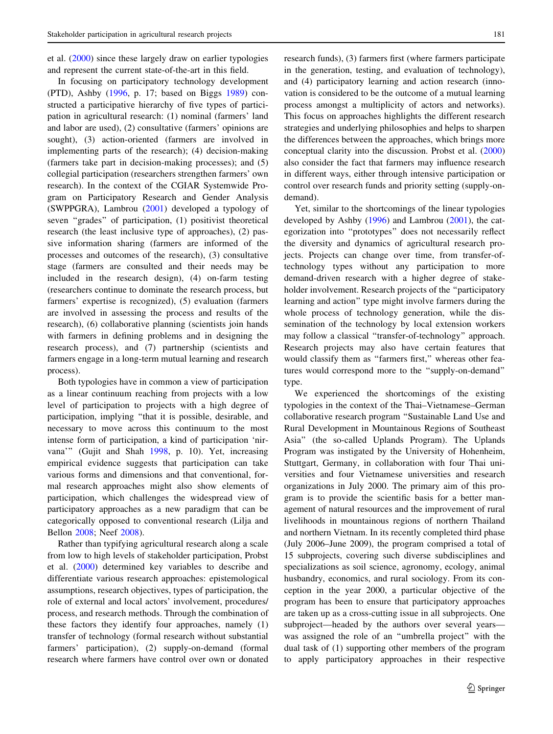et al. (2000) since these largely draw on earlier typologies and represent the current state-of-the-art in this field.

In focusing on participatory technology development (PTD), Ashby (1996, p. 17; based on Biggs 1989) constructed a participative hierarchy of five types of participation in agricultural research: (1) nominal (farmers' land and labor are used), (2) consultative (farmers' opinions are sought), (3) action-oriented (farmers are involved in implementing parts of the research); (4) decision-making (farmers take part in decision-making processes); and (5) collegial participation (researchers strengthen farmers' own research). In the context of the CGIAR Systemwide Program on Participatory Research and Gender Analysis (SWPPGRA), Lambrou (2001) developed a typology of seven "grades" of participation, (1) positivist theoretical research (the least inclusive type of approaches), (2) passive information sharing (farmers are informed of the processes and outcomes of the research), (3) consultative stage (farmers are consulted and their needs may be included in the research design), (4) on-farm testing (researchers continue to dominate the research process, but farmers' expertise is recognized), (5) evaluation (farmers are involved in assessing the process and results of the research), (6) collaborative planning (scientists join hands with farmers in defining problems and in designing the research process), and (7) partnership (scientists and farmers engage in a long-term mutual learning and research process).

Both typologies have in common a view of participation as a linear continuum reaching from projects with a low level of participation to projects with a high degree of participation, implying "that it is possible, desirable, and necessary to move across this continuum to the most intense form of participation, a kind of participation 'nirvana'" (Gujit and Shah 1998, p. 10). Yet, increasing empirical evidence suggests that participation can take various forms and dimensions and that conventional, formal research approaches might also show elements of participation, which challenges the widespread view of participatory approaches as a new paradigm that can be categorically opposed to conventional research (Lilja and Bellon 2008; Neef 2008).

Rather than typifying agricultural research along a scale from low to high levels of stakeholder participation, Probst et al. (2000) determined key variables to describe and differentiate various research approaches: epistemological assumptions, research objectives, types of participation, the role of external and local actors' involvement, procedures/process, and research methods. Through the combination of these factors they identify four approaches, namely (1) transfer of technology (formal research without substantial farmers' participation), (2) supply-on-demand (formal research where farmers have control over own or donated research funds), (3) farmers first (where farmers participate in the generation, testing, and evaluation of technology), and (4) participatory learning and action research (innovation is considered to be the outcome of a mutual learning process amongst a multiplicity of actors and networks). This focus on approaches highlights the different research strategies and underlying philosophies and helps to sharpen the differences between the approaches, which brings more conceptual clarity into the discussion. Probst et al. (2000) also consider the fact that farmers may influence research in different ways, either through intensive participation or control over research funds and priority setting (supply-on-demand).

Yet, similar to the shortcomings of the linear typologies developed by Ashby (1996) and Lambrou (2001), the categorization into "prototypes" does not necessarily reflect the diversity and dynamics of agricultural research projects. Projects can change over time, from transfer-of-technology types without any participation to more demand-driven research with a higher degree of stakeholder involvement. Research projects of the "participatory learning and action" type might involve farmers during the whole process of technology generation, while the dissemination of the technology by local extension workers may follow a classical "transfer-of-technology" approach. Research projects may also have certain features that would classify them as "farmers first," whereas other features would correspond more to the "supply-on-demand" type.

We experienced the shortcomings of the existing typologies in the context of the Thai–Vietnamese–German collaborative research program "Sustainable Land Use and Rural Development in Mountainous Regions of Southeast Asia" (the so-called Uplands Program). The Uplands Program was instigated by the University of Hohenheim, Stuttgart, Germany, in collaboration with four Thai universities and four Vietnamese universities and research organizations in July 2000. The primary aim of this program is to provide the scientific basis for a better management of natural resources and the improvement of rural livelihoods in mountainous regions of northern Thailand and northern Vietnam. In its recently completed third phase (July 2006–June 2009), the program comprised a total of 15 subprojects, covering such diverse subdisciplines and specializations as soil science, agronomy, ecology, animal husbandry, economics, and rural sociology. From its conception in the year 2000, a particular objective of the program has been to ensure that participatory approaches are taken up as a cross-cutting issue in all subprojects. One subproject—headed by the authors over several years—was assigned the role of an "umbrella project" with the dual task of (1) supporting other members of the program to apply participatory approaches in their respective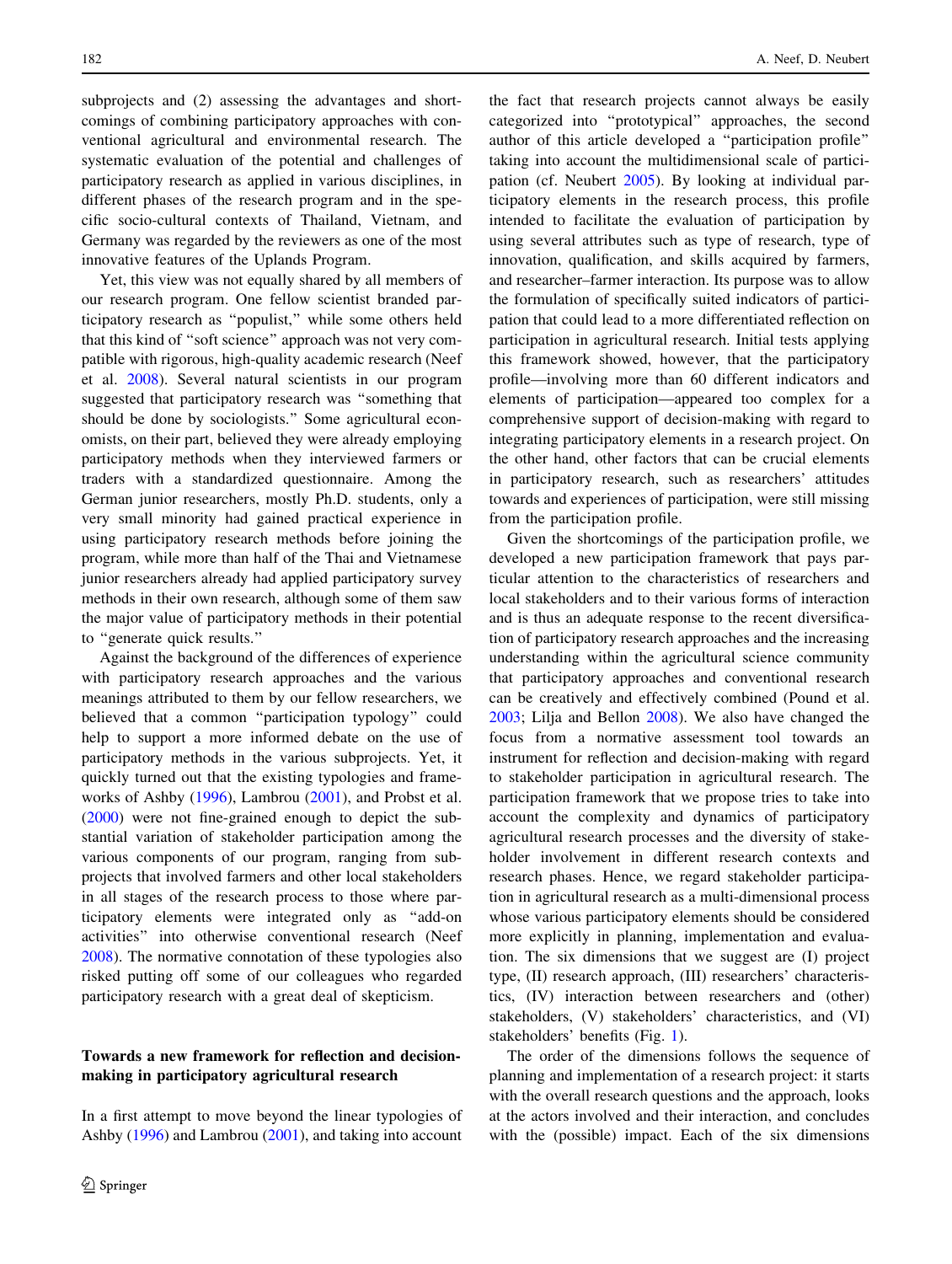subprojects and (2) assessing the advantages and shortcomings of combining participatory approaches with conventional agricultural and environmental research. The systematic evaluation of the potential and challenges of participatory research as applied in various disciplines, in different phases of the research program and in the specific socio-cultural contexts of Thailand, Vietnam, and Germany was regarded by the reviewers as one of the most innovative features of the Uplands Program.

Yet, this view was not equally shared by all members of our research program. One fellow scientist branded participatory research as "populist," while some others held that this kind of "soft science" approach was not very compatible with rigorous, high-quality academic research (Neef et al. 2008). Several natural scientists in our program suggested that participatory research was "something that should be done by sociologists." Some agricultural economists, on their part, believed they were already employing participatory methods when they interviewed farmers or traders with a standardized questionnaire. Among the German junior researchers, mostly Ph.D. students, only a very small minority had gained practical experience in using participatory research methods before joining the program, while more than half of the Thai and Vietnamese junior researchers already had applied participatory survey methods in their own research, although some of them saw the major value of participatory methods in their potential to "generate quick results."

Against the background of the differences of experience with participatory research approaches and the various meanings attributed to them by our fellow researchers, we believed that a common "participation typology" could help to support a more informed debate on the use of participatory methods in the various subprojects. Yet, it quickly turned out that the existing typologies and frameworks of Ashby (1996), Lambrou (2001), and Probst et al. (2000) were not fine-grained enough to depict the substantial variation of stakeholder participation among the various components of our program, ranging from subprojects that involved farmers and other local stakeholders in all stages of the research process to those where participatory elements were integrated only as "add-on activities" into otherwise conventional research (Neef 2008). The normative connotation of these typologies also risked putting off some of our colleagues who regarded participatory research with a great deal of skepticism.

## Towards a new framework for reflection and decision-making in participatory agricultural research

In a first attempt to move beyond the linear typologies of Ashby (1996) and Lambrou (2001), and taking into account the fact that research projects cannot always be easily categorized into "prototypical" approaches, the second author of this article developed a "participation profile" taking into account the multidimensional scale of participation (cf. Neubert 2005). By looking at individual participatory elements in the research process, this profile intended to facilitate the evaluation of participation by using several attributes such as type of research, type of innovation, qualification, and skills acquired by farmers, and researcher–farmer interaction. Its purpose was to allow the formulation of specifically suited indicators of participation that could lead to a more differentiated reflection on participation in agricultural research. Initial tests applying this framework showed, however, that the participatory profile—involving more than 60 different indicators and elements of participation—appeared too complex for a comprehensive support of decision-making with regard to integrating participatory elements in a research project. On the other hand, other factors that can be crucial elements in participatory research, such as researchers' attitudes towards and experiences of participation, were still missing from the participation profile.

Given the shortcomings of the participation profile, we developed a new participation framework that pays particular attention to the characteristics of researchers and local stakeholders and to their various forms of interaction and is thus an adequate response to the recent diversification of participatory research approaches and the increasing understanding within the agricultural science community that participatory approaches and conventional research can be creatively and effectively combined (Pound et al. 2003; Lilja and Bellon 2008). We also have changed the focus from a normative assessment tool towards an instrument for reflection and decision-making with regard to stakeholder participation in agricultural research. The participation framework that we propose tries to take into account the complexity and dynamics of participatory agricultural research processes and the diversity of stakeholder involvement in different research contexts and research phases. Hence, we regard stakeholder participation in agricultural research as a multi-dimensional process whose various participatory elements should be considered more explicitly in planning, implementation and evaluation. The six dimensions that we suggest are (I) project type, (II) research approach, (III) researchers' characteristics, (IV) interaction between researchers and (other) stakeholders, (V) stakeholders' characteristics, and (VI) stakeholders' benefits (Fig. 1).

The order of the dimensions follows the sequence of planning and implementation of a research project: it starts with the overall research questions and the approach, looks at the actors involved and their interaction, and concludes with the (possible) impact. Each of the six dimensions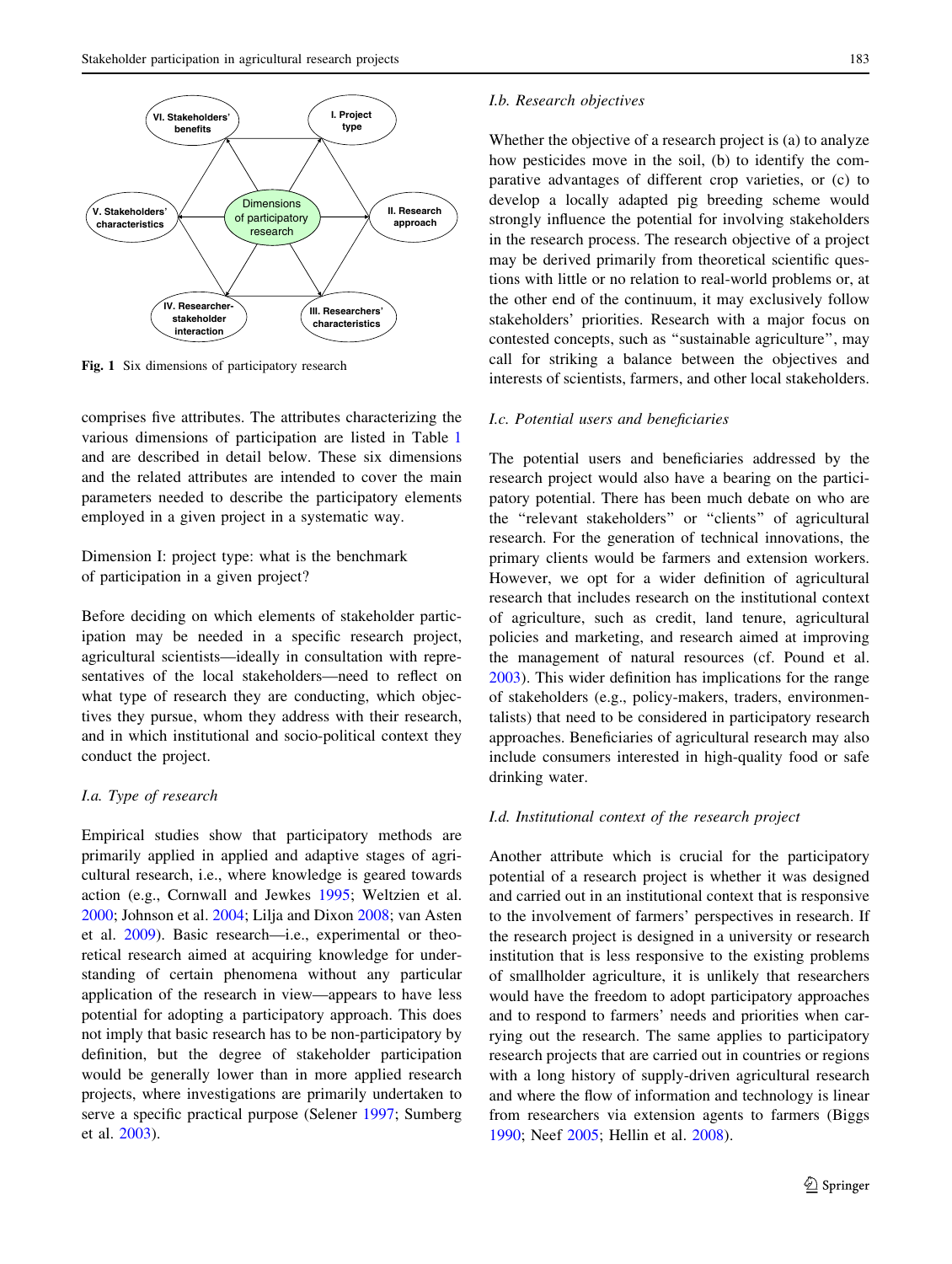VI. Stakeholders' benefits

I. Project type

V. Stakeholders' characteristics

Dimensions of participatory research

II. Research approach

IV. Researcher-stakeholder interaction

III. Researchers' characteristics

**Fig. 1** Six dimensions of participatory research

comprises five attributes. The attributes characterizing the various dimensions of participation are listed in Table 1 and are described in detail below. These six dimensions and the related attributes are intended to cover the main parameters needed to describe the participatory elements employed in a given project in a systematic way.

## Dimension I: project type: what is the benchmark of participation in a given project?

Before deciding on which elements of stakeholder participation may be needed in a specific research project, agricultural scientists—ideally in consultation with representatives of the local stakeholders—need to reflect on what type of research they are conducting, which objectives they pursue, whom they address with their research, and in which institutional and socio-political context they conduct the project.

### *I.a. Type of research*

Empirical studies show that participatory methods are primarily applied in applied and adaptive stages of agricultural research, i.e., where knowledge is geared towards action (e.g., Cornwall and Jewkes 1995; Weltzien et al. 2000; Johnson et al. 2004; Lilja and Dixon 2008; van Asten et al. 2009). Basic research—i.e., experimental or theoretical research aimed at acquiring knowledge for understanding of certain phenomena without any particular application of the research in view—appears to have less potential for adopting a participatory approach. This does not imply that basic research has to be non-participatory by definition, but the degree of stakeholder participation would be generally lower than in more applied research projects, where investigations are primarily undertaken to serve a specific practical purpose (Selener 1997; Sumberg et al. 2003).

### *I.b. Research objectives*

Whether the objective of a research project is (a) to analyze how pesticides move in the soil, (b) to identify the comparative advantages of different crop varieties, or (c) to develop a locally adapted pig breeding scheme would strongly influence the potential for involving stakeholders in the research process. The research objective of a project may be derived primarily from theoretical scientific questions with little or no relation to real-world problems or, at the other end of the continuum, it may exclusively follow stakeholders' priorities. Research with a major focus on contested concepts, such as "sustainable agriculture", may call for striking a balance between the objectives and interests of scientists, farmers, and other local stakeholders.

### *I.c. Potential users and beneficiaries*

The potential users and beneficiaries addressed by the research project would also have a bearing on the participatory potential. There has been much debate on who are the "relevant stakeholders" or "clients" of agricultural research. For the generation of technical innovations, the primary clients would be farmers and extension workers. However, we opt for a wider definition of agricultural research that includes research on the institutional context of agriculture, such as credit, land tenure, agricultural policies and marketing, and research aimed at improving the management of natural resources (cf. Pound et al. 2003). This wider definition has implications for the range of stakeholders (e.g., policy-makers, traders, environmentalists) that need to be considered in participatory research approaches. Beneficiaries of agricultural research may also include consumers interested in high-quality food or safe drinking water.

### *I.d. Institutional context of the research project*

Another attribute which is crucial for the participatory potential of a research project is whether it was designed and carried out in an institutional context that is responsive to the involvement of farmers' perspectives in research. If the research project is designed in a university or research institution that is less responsive to the existing problems of smallholder agriculture, it is unlikely that researchers would have the freedom to adopt participatory approaches and to respond to farmers' needs and priorities when carrying out the research. The same applies to participatory research projects that are carried out in countries or regions with a long history of supply-driven agricultural research and where the flow of information and technology is linear from researchers via extension agents to farmers (Biggs 1990; Neef 2005; Hellin et al. 2008).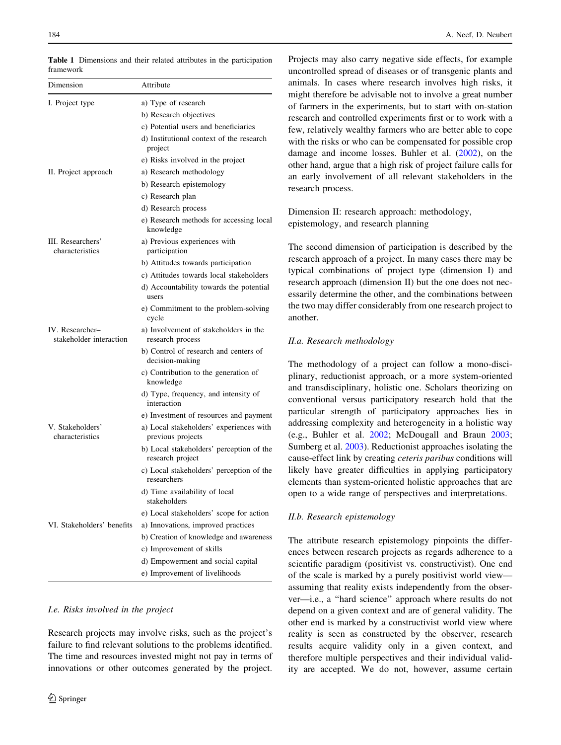**Table 1** Dimensions and their related attributes in the participation framework

| Dimension | Attribute |
|---|---|
| I. Project type | a) Type of research |
| | b) Research objectives |
| | c) Potential users and beneficiaries |
| | d) Institutional context of the research project |
| | e) Risks involved in the project |
| II. Project approach | a) Research methodology |
| | b) Research epistemology |
| | c) Research plan |
| | d) Research process |
| | e) Research methods for accessing local knowledge |
| III. Researchers' characteristics | a) Previous experiences with participation |
| | b) Attitudes towards participation |
| | c) Attitudes towards local stakeholders |
| | d) Accountability towards the potential users |
| | e) Commitment to the problem-solving cycle |
| IV. Researcher–stakeholder interaction | a) Involvement of stakeholders in the research process |
| | b) Control of research and centers of decision-making |
| | c) Contribution to the generation of knowledge |
| | d) Type, frequency, and intensity of interaction |
| | e) Investment of resources and payment |
| V. Stakeholders' characteristics | a) Local stakeholders' experiences with previous projects |
| | b) Local stakeholders' perception of the research project |
| | c) Local stakeholders' perception of the researchers |
| | d) Time availability of local stakeholders |
| | e) Local stakeholders' scope for action |
| VI. Stakeholders' benefits | a) Innovations, improved practices |
| | b) Creation of knowledge and awareness |
| | c) Improvement of skills |
| | d) Empowerment and social capital |
| | e) Improvement of livelihoods |

*I.e. Risks involved in the project*

Research projects may involve risks, such as the project's failure to find relevant solutions to the problems identified. The time and resources invested might not pay in terms of innovations or other outcomes generated by the project. Projects may also carry negative side effects, for example uncontrolled spread of diseases or of transgenic plants and animals. In cases where research involves high risks, it might therefore be advisable not to involve a great number of farmers in the experiments, but to start with on-station research and controlled experiments first or to work with a few, relatively wealthy farmers who are better able to cope with the risks or who can be compensated for possible crop damage and income losses. Buhler et al. (2002), on the other hand, argue that a high risk of project failure calls for an early involvement of all relevant stakeholders in the research process.

Dimension II: research approach: methodology, epistemology, and research planning

The second dimension of participation is described by the research approach of a project. In many cases there may be typical combinations of project type (dimension I) and research approach (dimension II) but the one does not necessarily determine the other, and the combinations between the two may differ considerably from one research project to another.

*II.a. Research methodology*

The methodology of a project can follow a mono-disciplinary, reductionist approach, or a more system-oriented and transdisciplinary, holistic one. Scholars theorizing on conventional versus participatory research hold that the particular strength of participatory approaches lies in addressing complexity and heterogeneity in a holistic way (e.g., Buhler et al. 2002; McDougall and Braun 2003; Sumberg et al. 2003). Reductionist approaches isolating the cause-effect link by creating *ceteris paribus* conditions will likely have greater difficulties in applying participatory elements than system-oriented holistic approaches that are open to a wide range of perspectives and interpretations.

*II.b. Research epistemology*

The attribute research epistemology pinpoints the differences between research projects as regards adherence to a scientific paradigm (positivist vs. constructivist). One end of the scale is marked by a purely positivist world view—assuming that reality exists independently from the observer—i.e., a "hard science" approach where results do not depend on a given context and are of general validity. The other end is marked by a constructivist world view where reality is seen as constructed by the observer, research results acquire validity only in a given context, and therefore multiple perspectives and their individual validity are accepted. We do not, however, assume certain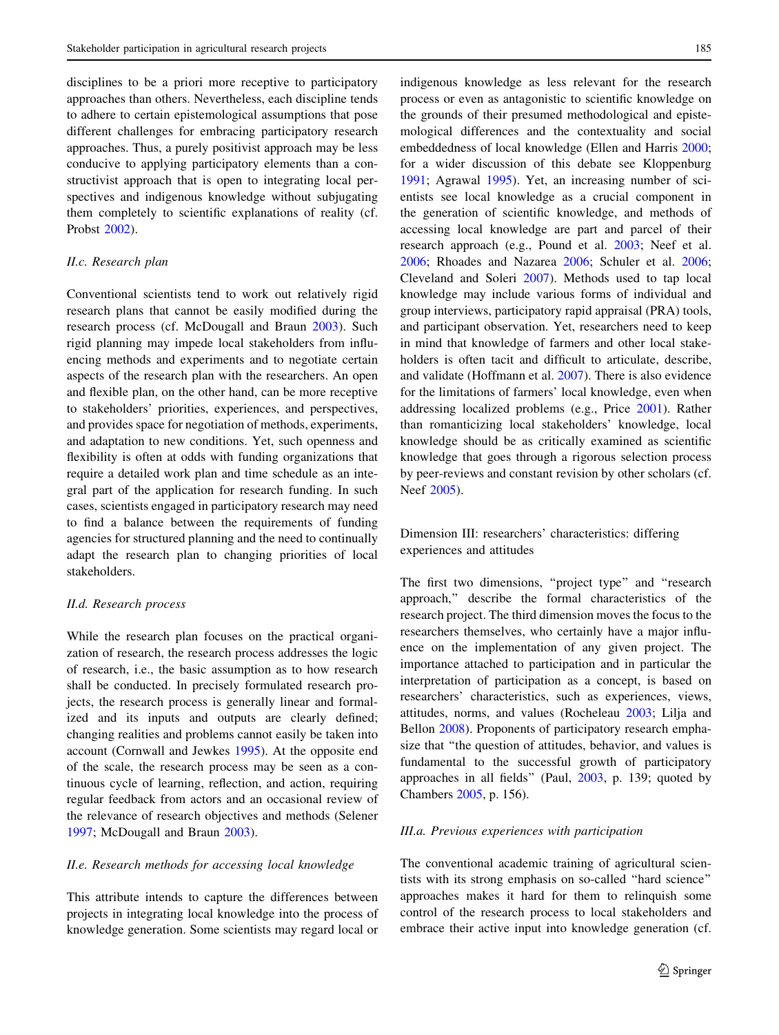disciplines to be a priori more receptive to participatory approaches than others. Nevertheless, each discipline tends to adhere to certain epistemological assumptions that pose different challenges for embracing participatory research approaches. Thus, a purely positivist approach may be less conducive to applying participatory elements than a constructivist approach that is open to integrating local perspectives and indigenous knowledge without subjugating them completely to scientific explanations of reality (cf. Probst 2002).

### II.c. Research plan

Conventional scientists tend to work out relatively rigid research plans that cannot be easily modified during the research process (cf. McDougall and Braun 2003). Such rigid planning may impede local stakeholders from influencing methods and experiments and to negotiate certain aspects of the research plan with the researchers. An open and flexible plan, on the other hand, can be more receptive to stakeholders' priorities, experiences, and perspectives, and provides space for negotiation of methods, experiments, and adaptation to new conditions. Yet, such openness and flexibility is often at odds with funding organizations that require a detailed work plan and time schedule as an integral part of the application for research funding. In such cases, scientists engaged in participatory research may need to find a balance between the requirements of funding agencies for structured planning and the need to continually adapt the research plan to changing priorities of local stakeholders.

### II.d. Research process

While the research plan focuses on the practical organization of research, the research process addresses the logic of research, i.e., the basic assumption as to how research shall be conducted. In precisely formulated research projects, the research process is generally linear and formalized and its inputs and outputs are clearly defined; changing realities and problems cannot easily be taken into account (Cornwall and Jewkes 1995). At the opposite end of the scale, the research process may be seen as a continuous cycle of learning, reflection, and action, requiring regular feedback from actors and an occasional review of the relevance of research objectives and methods (Selener 1997; McDougall and Braun 2003).

### II.e. Research methods for accessing local knowledge

This attribute intends to capture the differences between projects in integrating local knowledge into the process of knowledge generation. Some scientists may regard local or indigenous knowledge as less relevant for the research process or even as antagonistic to scientific knowledge on the grounds of their presumed methodological and epistemological differences and the contextuality and social embeddedness of local knowledge (Ellen and Harris 2000; for a wider discussion of this debate see Kloppenburg 1991; Agrawal 1995). Yet, an increasing number of scientists see local knowledge as a crucial component in the generation of scientific knowledge, and methods of accessing local knowledge are part and parcel of their research approach (e.g., Pound et al. 2003; Neef et al. 2006; Rhoades and Nazarea 2006; Schuler et al. 2006; Cleveland and Soleri 2007). Methods used to tap local knowledge may include various forms of individual and group interviews, participatory rapid appraisal (PRA) tools, and participant observation. Yet, researchers need to keep in mind that knowledge of farmers and other local stakeholders is often tacit and difficult to articulate, describe, and validate (Hoffmann et al. 2007). There is also evidence for the limitations of farmers' local knowledge, even when addressing localized problems (e.g., Price 2001). Rather than romanticizing local stakeholders' knowledge, local knowledge should be as critically examined as scientific knowledge that goes through a rigorous selection process by peer-reviews and constant revision by other scholars (cf. Neef 2005).

## Dimension III: researchers' characteristics: differing experiences and attitudes

The first two dimensions, "project type" and "research approach," describe the formal characteristics of the research project. The third dimension moves the focus to the researchers themselves, who certainly have a major influence on the implementation of any given project. The importance attached to participation and in particular the interpretation of participation as a concept, is based on researchers' characteristics, such as experiences, views, attitudes, norms, and values (Rocheleau 2003; Lilja and Bellon 2008). Proponents of participatory research emphasize that "the question of attitudes, behavior, and values is fundamental to the successful growth of participatory approaches in all fields" (Paul, 2003, p. 139; quoted by Chambers 2005, p. 156).

### III.a. Previous experiences with participation

The conventional academic training of agricultural scientists with its strong emphasis on so-called "hard science" approaches makes it hard for them to relinquish some control of the research process to local stakeholders and embrace their active input into knowledge generation (cf.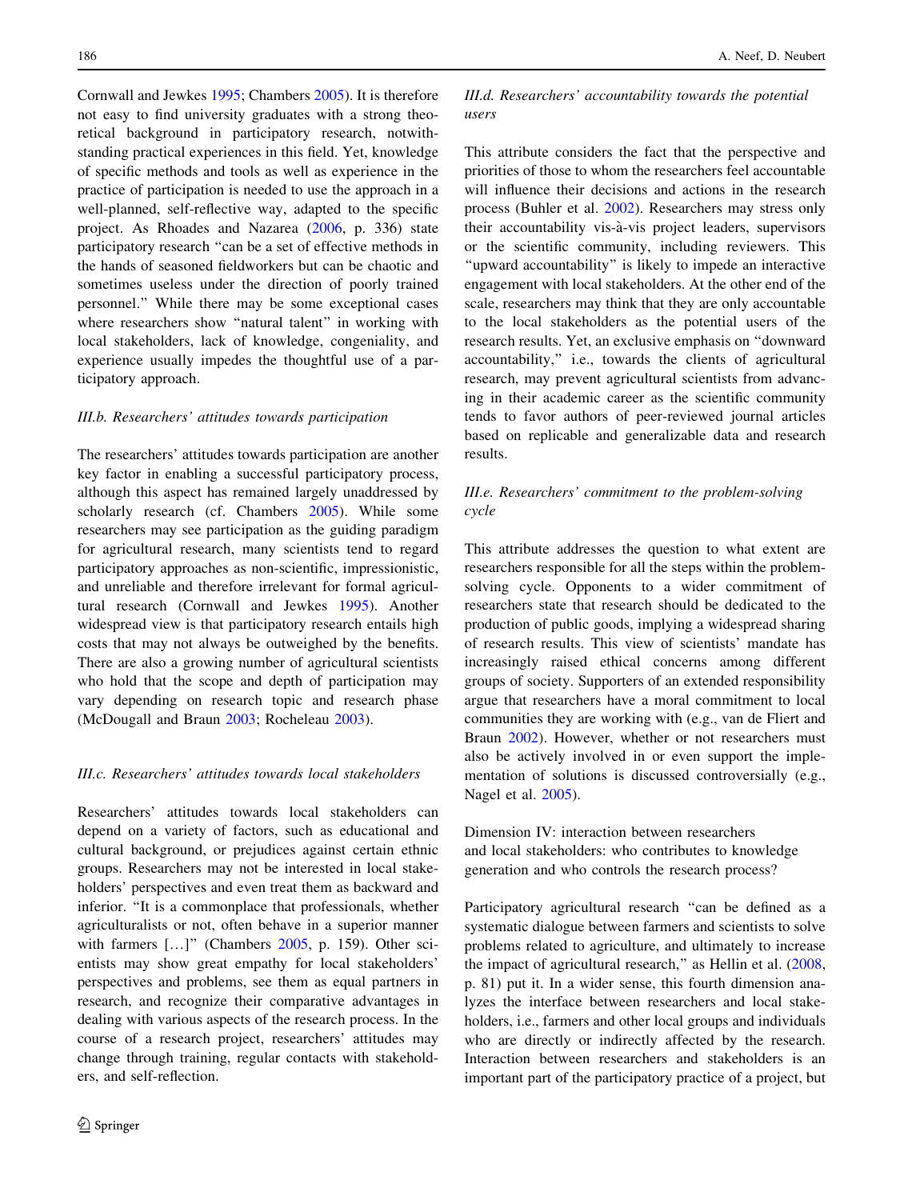Cornwall and Jewkes 1995; Chambers 2005). It is therefore not easy to find university graduates with a strong theoretical background in participatory research, notwithstanding practical experiences in this field. Yet, knowledge of specific methods and tools as well as experience in the practice of participation is needed to use the approach in a well-planned, self-reflective way, adapted to the specific project. As Rhoades and Nazarea (2006, p. 336) state participatory research "can be a set of effective methods in the hands of seasoned fieldworkers but can be chaotic and sometimes useless under the direction of poorly trained personnel." While there may be some exceptional cases where researchers show "natural talent" in working with local stakeholders, lack of knowledge, congeniality, and experience usually impedes the thoughtful use of a participatory approach.

### *III.b. Researchers' attitudes towards participation*

The researchers' attitudes towards participation are another key factor in enabling a successful participatory process, although this aspect has remained largely unaddressed by scholarly research (cf. Chambers 2005). While some researchers may see participation as the guiding paradigm for agricultural research, many scientists tend to regard participatory approaches as non-scientific, impressionistic, and unreliable and therefore irrelevant for formal agricultural research (Cornwall and Jewkes 1995). Another widespread view is that participatory research entails high costs that may not always be outweighed by the benefits. There are also a growing number of agricultural scientists who hold that the scope and depth of participation may vary depending on research topic and research phase (McDougall and Braun 2003; Rocheleau 2003).

### *III.c. Researchers' attitudes towards local stakeholders*

Researchers' attitudes towards local stakeholders can depend on a variety of factors, such as educational and cultural background, or prejudices against certain ethnic groups. Researchers may not be interested in local stakeholders' perspectives and even treat them as backward and inferior. "It is a commonplace that professionals, whether agriculturalists or not, often behave in a superior manner with farmers […]" (Chambers 2005, p. 159). Other scientists may show great empathy for local stakeholders' perspectives and problems, see them as equal partners in research, and recognize their comparative advantages in dealing with various aspects of the research process. In the course of a research project, researchers' attitudes may change through training, regular contacts with stakeholders, and self-reflection.

### *III.d. Researchers' accountability towards the potential users*

This attribute considers the fact that the perspective and priorities of those to whom the researchers feel accountable will influence their decisions and actions in the research process (Buhler et al. 2002). Researchers may stress only their accountability vis-à-vis project leaders, supervisors or the scientific community, including reviewers. This "upward accountability" is likely to impede an interactive engagement with local stakeholders. At the other end of the scale, researchers may think that they are only accountable to the local stakeholders as the potential users of the research results. Yet, an exclusive emphasis on "downward accountability," i.e., towards the clients of agricultural research, may prevent agricultural scientists from advancing in their academic career as the scientific community tends to favor authors of peer-reviewed journal articles based on replicable and generalizable data and research results.

### *III.e. Researchers' commitment to the problem-solving cycle*

This attribute addresses the question to what extent are researchers responsible for all the steps within the problem-solving cycle. Opponents to a wider commitment of researchers state that research should be dedicated to the production of public goods, implying a widespread sharing of research results. This view of scientists' mandate has increasingly raised ethical concerns among different groups of society. Supporters of an extended responsibility argue that researchers have a moral commitment to local communities they are working with (e.g., van de Fliert and Braun 2002). However, whether or not researchers must also be actively involved in or even support the implementation of solutions is discussed controversially (e.g., Nagel et al. 2005).

## Dimension IV: interaction between researchers and local stakeholders: who contributes to knowledge generation and who controls the research process?

Participatory agricultural research "can be defined as a systematic dialogue between farmers and scientists to solve problems related to agriculture, and ultimately to increase the impact of agricultural research," as Hellin et al. (2008, p. 81) put it. In a wider sense, this fourth dimension analyzes the interface between researchers and local stakeholders, i.e., farmers and other local groups and individuals who are directly or indirectly affected by the research. Interaction between researchers and stakeholders is an important part of the participatory practice of a project, but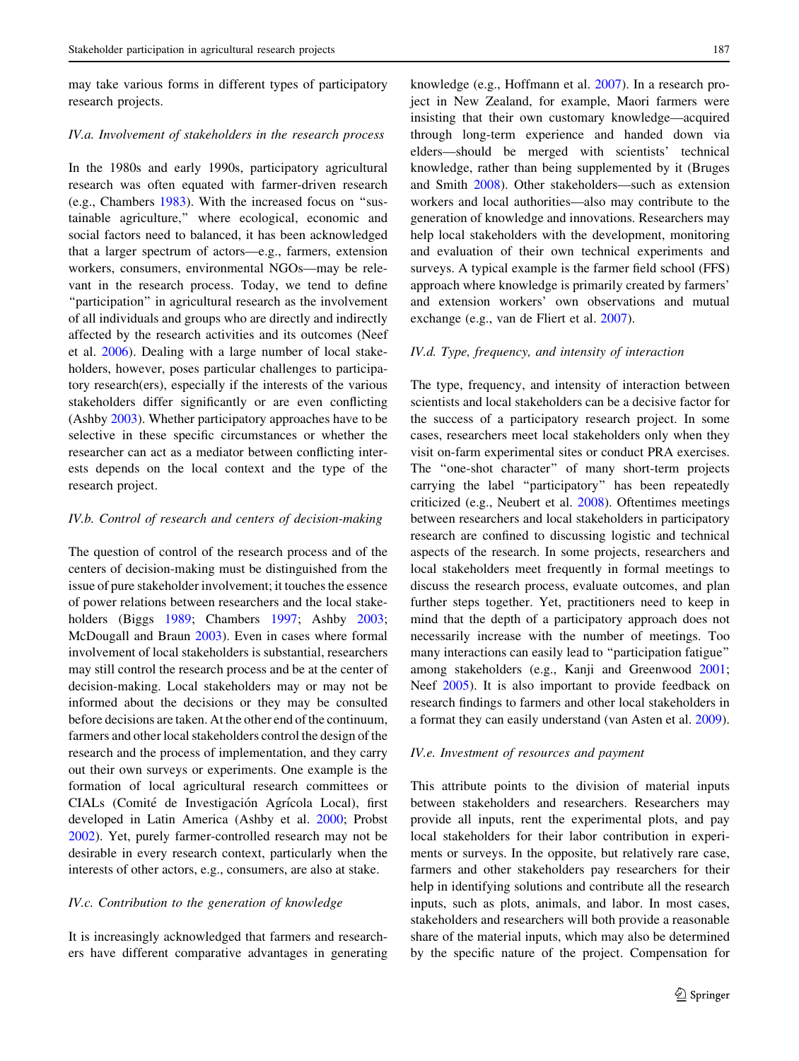may take various forms in different types of participatory research projects.

### *IV.a. Involvement of stakeholders in the research process*

In the 1980s and early 1990s, participatory agricultural research was often equated with farmer-driven research (e.g., Chambers 1983). With the increased focus on "sustainable agriculture," where ecological, economic and social factors need to balanced, it has been acknowledged that a larger spectrum of actors—e.g., farmers, extension workers, consumers, environmental NGOs—may be relevant in the research process. Today, we tend to define "participation" in agricultural research as the involvement of all individuals and groups who are directly and indirectly affected by the research activities and its outcomes (Neef et al. 2006). Dealing with a large number of local stakeholders, however, poses particular challenges to participatory research(ers), especially if the interests of the various stakeholders differ significantly or are even conflicting (Ashby 2003). Whether participatory approaches have to be selective in these specific circumstances or whether the researcher can act as a mediator between conflicting interests depends on the local context and the type of the research project.

### *IV.b. Control of research and centers of decision-making*

The question of control of the research process and of the centers of decision-making must be distinguished from the issue of pure stakeholder involvement; it touches the essence of power relations between researchers and the local stakeholders (Biggs 1989; Chambers 1997; Ashby 2003; McDougall and Braun 2003). Even in cases where formal involvement of local stakeholders is substantial, researchers may still control the research process and be at the center of decision-making. Local stakeholders may or may not be informed about the decisions or they may be consulted before decisions are taken. At the other end of the continuum, farmers and other local stakeholders control the design of the research and the process of implementation, and they carry out their own surveys or experiments. One example is the formation of local agricultural research committees or CIALs (Comité de Investigación Agrícola Local), first developed in Latin America (Ashby et al. 2000; Probst 2002). Yet, purely farmer-controlled research may not be desirable in every research context, particularly when the interests of other actors, e.g., consumers, are also at stake.

### *IV.c. Contribution to the generation of knowledge*

It is increasingly acknowledged that farmers and researchers have different comparative advantages in generating knowledge (e.g., Hoffmann et al. 2007). In a research project in New Zealand, for example, Maori farmers were insisting that their own customary knowledge—acquired through long-term experience and handed down via elders—should be merged with scientists' technical knowledge, rather than being supplemented by it (Bruges and Smith 2008). Other stakeholders—such as extension workers and local authorities—also may contribute to the generation of knowledge and innovations. Researchers may help local stakeholders with the development, monitoring and evaluation of their own technical experiments and surveys. A typical example is the farmer field school (FFS) approach where knowledge is primarily created by farmers' and extension workers' own observations and mutual exchange (e.g., van de Fliert et al. 2007).

### *IV.d. Type, frequency, and intensity of interaction*

The type, frequency, and intensity of interaction between scientists and local stakeholders can be a decisive factor for the success of a participatory research project. In some cases, researchers meet local stakeholders only when they visit on-farm experimental sites or conduct PRA exercises. The "one-shot character" of many short-term projects carrying the label "participatory" has been repeatedly criticized (e.g., Neubert et al. 2008). Oftentimes meetings between researchers and local stakeholders in participatory research are confined to discussing logistic and technical aspects of the research. In some projects, researchers and local stakeholders meet frequently in formal meetings to discuss the research process, evaluate outcomes, and plan further steps together. Yet, practitioners need to keep in mind that the depth of a participatory approach does not necessarily increase with the number of meetings. Too many interactions can easily lead to "participation fatigue" among stakeholders (e.g., Kanji and Greenwood 2001; Neef 2005). It is also important to provide feedback on research findings to farmers and other local stakeholders in a format they can easily understand (van Asten et al. 2009).

### *IV.e. Investment of resources and payment*

This attribute points to the division of material inputs between stakeholders and researchers. Researchers may provide all inputs, rent the experimental plots, and pay local stakeholders for their labor contribution in experiments or surveys. In the opposite, but relatively rare case, farmers and other stakeholders pay researchers for their help in identifying solutions and contribute all the research inputs, such as plots, animals, and labor. In most cases, stakeholders and researchers will both provide a reasonable share of the material inputs, which may also be determined by the specific nature of the project. Compensation for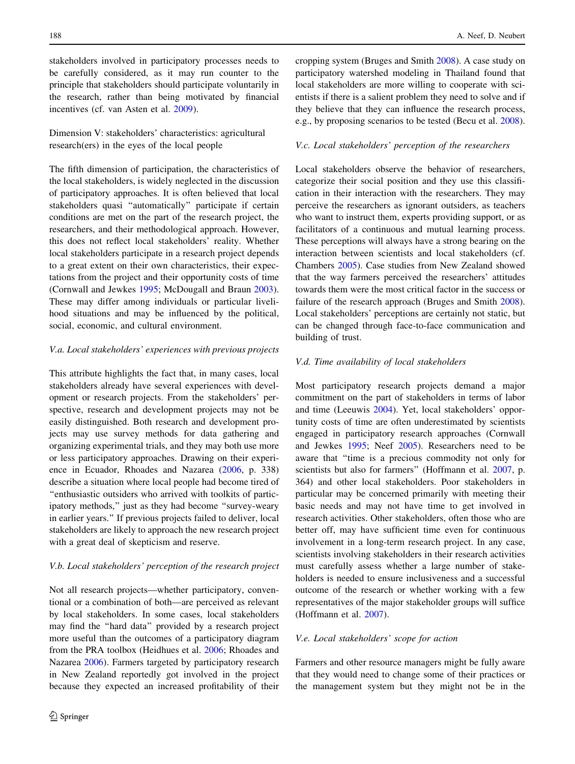stakeholders involved in participatory processes needs to be carefully considered, as it may run counter to the principle that stakeholders should participate voluntarily in the research, rather than being motivated by financial incentives (cf. van Asten et al. 2009).

Dimension V: stakeholders' characteristics: agricultural research(ers) in the eyes of the local people

The fifth dimension of participation, the characteristics of the local stakeholders, is widely neglected in the discussion of participatory approaches. It is often believed that local stakeholders quasi "automatically" participate if certain conditions are met on the part of the research project, the researchers, and their methodological approach. However, this does not reflect local stakeholders' reality. Whether local stakeholders participate in a research project depends to a great extent on their own characteristics, their expectations from the project and their opportunity costs of time (Cornwall and Jewkes 1995; McDougall and Braun 2003). These may differ among individuals or particular livelihood situations and may be influenced by the political, social, economic, and cultural environment.

*V.a. Local stakeholders' experiences with previous projects*

This attribute highlights the fact that, in many cases, local stakeholders already have several experiences with development or research projects. From the stakeholders' perspective, research and development projects may not be easily distinguished. Both research and development projects may use survey methods for data gathering and organizing experimental trials, and they may both use more or less participatory approaches. Drawing on their experience in Ecuador, Rhoades and Nazarea (2006, p. 338) describe a situation where local people had become tired of "enthusiastic outsiders who arrived with toolkits of participatory methods," just as they had become "survey-weary in earlier years." If previous projects failed to deliver, local stakeholders are likely to approach the new research project with a great deal of skepticism and reserve.

*V.b. Local stakeholders' perception of the research project*

Not all research projects—whether participatory, conventional or a combination of both—are perceived as relevant by local stakeholders. In some cases, local stakeholders may find the "hard data" provided by a research project more useful than the outcomes of a participatory diagram from the PRA toolbox (Heidhues et al. 2006; Rhoades and Nazarea 2006). Farmers targeted by participatory research in New Zealand reportedly got involved in the project because they expected an increased profitability of their cropping system (Bruges and Smith 2008). A case study on participatory watershed modeling in Thailand found that local stakeholders are more willing to cooperate with scientists if there is a salient problem they need to solve and if they believe that they can influence the research process, e.g., by proposing scenarios to be tested (Becu et al. 2008).

*V.c. Local stakeholders' perception of the researchers*

Local stakeholders observe the behavior of researchers, categorize their social position and they use this classification in their interaction with the researchers. They may perceive the researchers as ignorant outsiders, as teachers who want to instruct them, experts providing support, or as facilitators of a continuous and mutual learning process. These perceptions will always have a strong bearing on the interaction between scientists and local stakeholders (cf. Chambers 2005). Case studies from New Zealand showed that the way farmers perceived the researchers' attitudes towards them were the most critical factor in the success or failure of the research approach (Bruges and Smith 2008). Local stakeholders' perceptions are certainly not static, but can be changed through face-to-face communication and building of trust.

*V.d. Time availability of local stakeholders*

Most participatory research projects demand a major commitment on the part of stakeholders in terms of labor and time (Leeuwis 2004). Yet, local stakeholders' opportunity costs of time are often underestimated by scientists engaged in participatory research approaches (Cornwall and Jewkes 1995; Neef 2005). Researchers need to be aware that "time is a precious commodity not only for scientists but also for farmers" (Hoffmann et al. 2007, p. 364) and other local stakeholders. Poor stakeholders in particular may be concerned primarily with meeting their basic needs and may not have time to get involved in research activities. Other stakeholders, often those who are better off, may have sufficient time even for continuous involvement in a long-term research project. In any case, scientists involving stakeholders in their research activities must carefully assess whether a large number of stakeholders is needed to ensure inclusiveness and a successful outcome of the research or whether working with a few representatives of the major stakeholder groups will suffice (Hoffmann et al. 2007).

*V.e. Local stakeholders' scope for action*

Farmers and other resource managers might be fully aware that they would need to change some of their practices or the management system but they might not be in the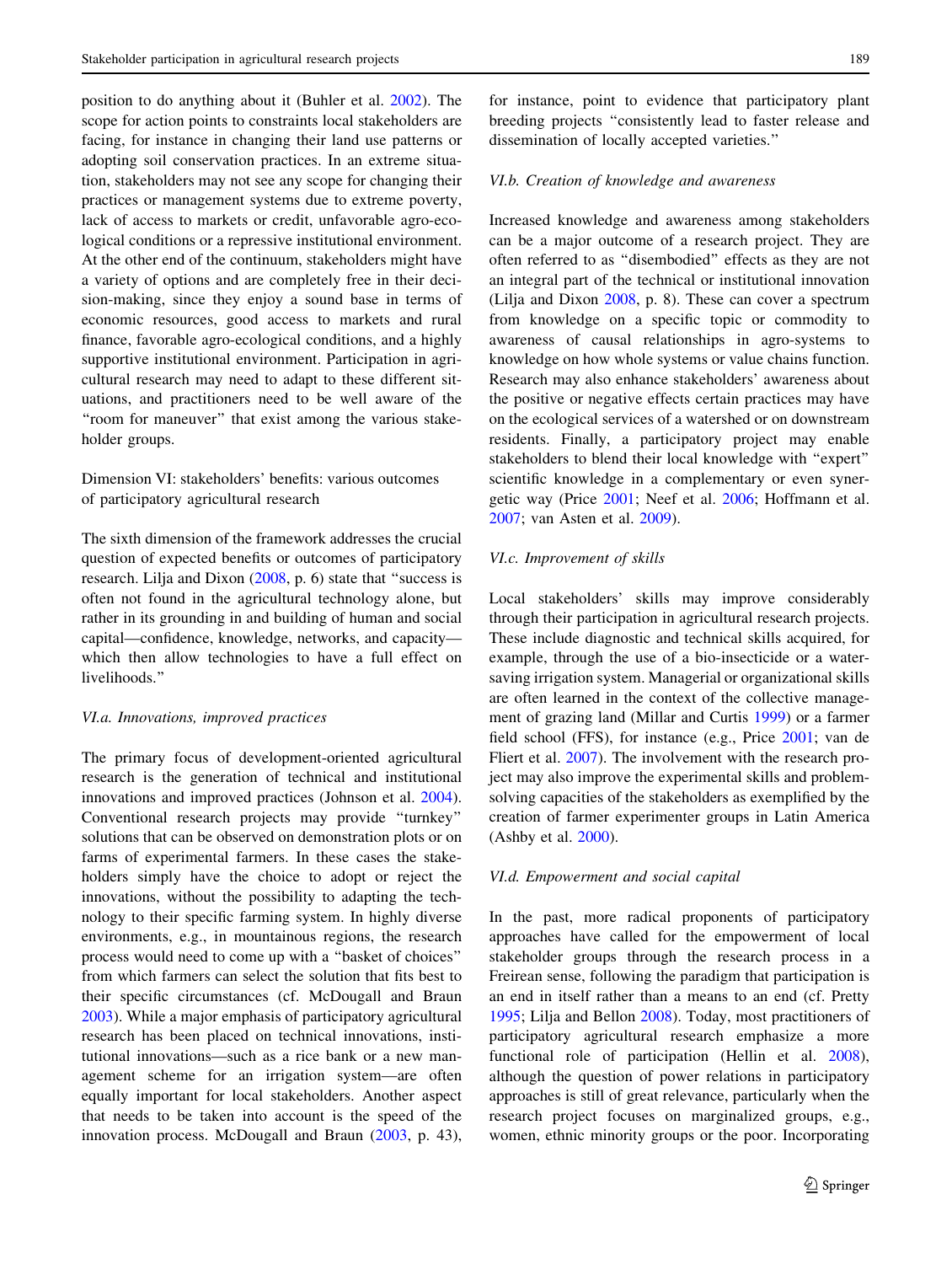position to do anything about it (Buhler et al. 2002). The scope for action points to constraints local stakeholders are facing, for instance in changing their land use patterns or adopting soil conservation practices. In an extreme situation, stakeholders may not see any scope for changing their practices or management systems due to extreme poverty, lack of access to markets or credit, unfavorable agro-ecological conditions or a repressive institutional environment. At the other end of the continuum, stakeholders might have a variety of options and are completely free in their decision-making, since they enjoy a sound base in terms of economic resources, good access to markets and rural finance, favorable agro-ecological conditions, and a highly supportive institutional environment. Participation in agricultural research may need to adapt to these different situations, and practitioners need to be well aware of the "room for maneuver" that exist among the various stakeholder groups.

## Dimension VI: stakeholders' benefits: various outcomes of participatory agricultural research

The sixth dimension of the framework addresses the crucial question of expected benefits or outcomes of participatory research. Lilja and Dixon (2008, p. 6) state that "success is often not found in the agricultural technology alone, but rather in its grounding in and building of human and social capital—confidence, knowledge, networks, and capacity—which then allow technologies to have a full effect on livelihoods."

### *VI.a. Innovations, improved practices*

The primary focus of development-oriented agricultural research is the generation of technical and institutional innovations and improved practices (Johnson et al. 2004). Conventional research projects may provide "turnkey" solutions that can be observed on demonstration plots or on farms of experimental farmers. In these cases the stakeholders simply have the choice to adopt or reject the innovations, without the possibility to adapting the technology to their specific farming system. In highly diverse environments, e.g., in mountainous regions, the research process would need to come up with a "basket of choices" from which farmers can select the solution that fits best to their specific circumstances (cf. McDougall and Braun 2003). While a major emphasis of participatory agricultural research has been placed on technical innovations, institutional innovations—such as a rice bank or a new management scheme for an irrigation system—are often equally important for local stakeholders. Another aspect that needs to be taken into account is the speed of the innovation process. McDougall and Braun (2003, p. 43), for instance, point to evidence that participatory plant breeding projects "consistently lead to faster release and dissemination of locally accepted varieties."

### *VI.b. Creation of knowledge and awareness*

Increased knowledge and awareness among stakeholders can be a major outcome of a research project. They are often referred to as "disembodied" effects as they are not an integral part of the technical or institutional innovation (Lilja and Dixon 2008, p. 8). These can cover a spectrum from knowledge on a specific topic or commodity to awareness of causal relationships in agro-systems to knowledge on how whole systems or value chains function. Research may also enhance stakeholders' awareness about the positive or negative effects certain practices may have on the ecological services of a watershed or on downstream residents. Finally, a participatory project may enable stakeholders to blend their local knowledge with "expert" scientific knowledge in a complementary or even synergetic way (Price 2001; Neef et al. 2006; Hoffmann et al. 2007; van Asten et al. 2009).

### *VI.c. Improvement of skills*

Local stakeholders' skills may improve considerably through their participation in agricultural research projects. These include diagnostic and technical skills acquired, for example, through the use of a bio-insecticide or a water-saving irrigation system. Managerial or organizational skills are often learned in the context of the collective management of grazing land (Millar and Curtis 1999) or a farmer field school (FFS), for instance (e.g., Price 2001; van de Fliert et al. 2007). The involvement with the research project may also improve the experimental skills and problem-solving capacities of the stakeholders as exemplified by the creation of farmer experimenter groups in Latin America (Ashby et al. 2000).

### *VI.d. Empowerment and social capital*

In the past, more radical proponents of participatory approaches have called for the empowerment of local stakeholder groups through the research process in a Freirean sense, following the paradigm that participation is an end in itself rather than a means to an end (cf. Pretty 1995; Lilja and Bellon 2008). Today, most practitioners of participatory agricultural research emphasize a more functional role of participation (Hellin et al. 2008), although the question of power relations in participatory approaches is still of great relevance, particularly when the research project focuses on marginalized groups, e.g., women, ethnic minority groups or the poor. Incorporating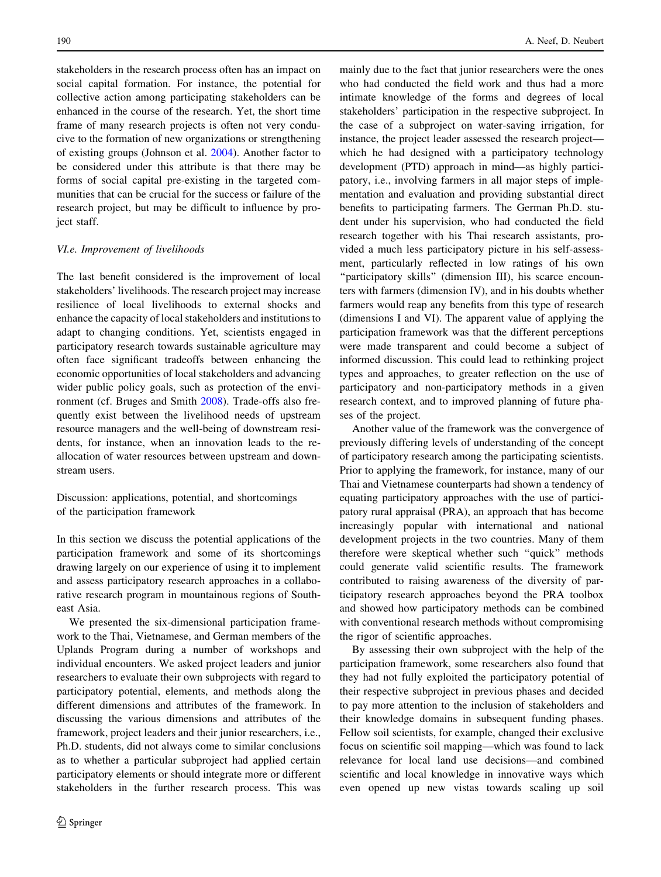stakeholders in the research process often has an impact on social capital formation. For instance, the potential for collective action among participating stakeholders can be enhanced in the course of the research. Yet, the short time frame of many research projects is often not very conducive to the formation of new organizations or strengthening of existing groups (Johnson et al. 2004). Another factor to be considered under this attribute is that there may be forms of social capital pre-existing in the targeted communities that can be crucial for the success or failure of the research project, but may be difficult to influence by project staff.

*VI.e. Improvement of livelihoods*

The last benefit considered is the improvement of local stakeholders' livelihoods. The research project may increase resilience of local livelihoods to external shocks and enhance the capacity of local stakeholders and institutions to adapt to changing conditions. Yet, scientists engaged in participatory research towards sustainable agriculture may often face significant tradeoffs between enhancing the economic opportunities of local stakeholders and advancing wider public policy goals, such as protection of the environment (cf. Bruges and Smith 2008). Trade-offs also frequently exist between the livelihood needs of upstream resource managers and the well-being of downstream residents, for instance, when an innovation leads to the re-allocation of water resources between upstream and downstream users.

## Discussion: applications, potential, and shortcomings of the participation framework

In this section we discuss the potential applications of the participation framework and some of its shortcomings drawing largely on our experience of using it to implement and assess participatory research approaches in a collaborative research program in mountainous regions of Southeast Asia.

We presented the six-dimensional participation framework to the Thai, Vietnamese, and German members of the Uplands Program during a number of workshops and individual encounters. We asked project leaders and junior researchers to evaluate their own subprojects with regard to participatory potential, elements, and methods along the different dimensions and attributes of the framework. In discussing the various dimensions and attributes of the framework, project leaders and their junior researchers, i.e., Ph.D. students, did not always come to similar conclusions as to whether a particular subproject had applied certain participatory elements or should integrate more or different stakeholders in the further research process. This was mainly due to the fact that junior researchers were the ones who had conducted the field work and thus had a more intimate knowledge of the forms and degrees of local stakeholders' participation in the respective subproject. In the case of a subproject on water-saving irrigation, for instance, the project leader assessed the research project—which he had designed with a participatory technology development (PTD) approach in mind—as highly participatory, i.e., involving farmers in all major steps of implementation and evaluation and providing substantial direct benefits to participating farmers. The German Ph.D. student under his supervision, who had conducted the field research together with his Thai research assistants, provided a much less participatory picture in his self-assessment, particularly reflected in low ratings of his own "participatory skills" (dimension III), his scarce encounters with farmers (dimension IV), and in his doubts whether farmers would reap any benefits from this type of research (dimensions I and VI). The apparent value of applying the participation framework was that the different perceptions were made transparent and could become a subject of informed discussion. This could lead to rethinking project types and approaches, to greater reflection on the use of participatory and non-participatory methods in a given research context, and to improved planning of future phases of the project.

Another value of the framework was the convergence of previously differing levels of understanding of the concept of participatory research among the participating scientists. Prior to applying the framework, for instance, many of our Thai and Vietnamese counterparts had shown a tendency of equating participatory approaches with the use of participatory rural appraisal (PRA), an approach that has become increasingly popular with international and national development projects in the two countries. Many of them therefore were skeptical whether such "quick" methods could generate valid scientific results. The framework contributed to raising awareness of the diversity of participatory research approaches beyond the PRA toolbox and showed how participatory methods can be combined with conventional research methods without compromising the rigor of scientific approaches.

By assessing their own subproject with the help of the participation framework, some researchers also found that they had not fully exploited the participatory potential of their respective subproject in previous phases and decided to pay more attention to the inclusion of stakeholders and their knowledge domains in subsequent funding phases. Fellow soil scientists, for example, changed their exclusive focus on scientific soil mapping—which was found to lack relevance for local land use decisions—and combined scientific and local knowledge in innovative ways which even opened up new vistas towards scaling up soil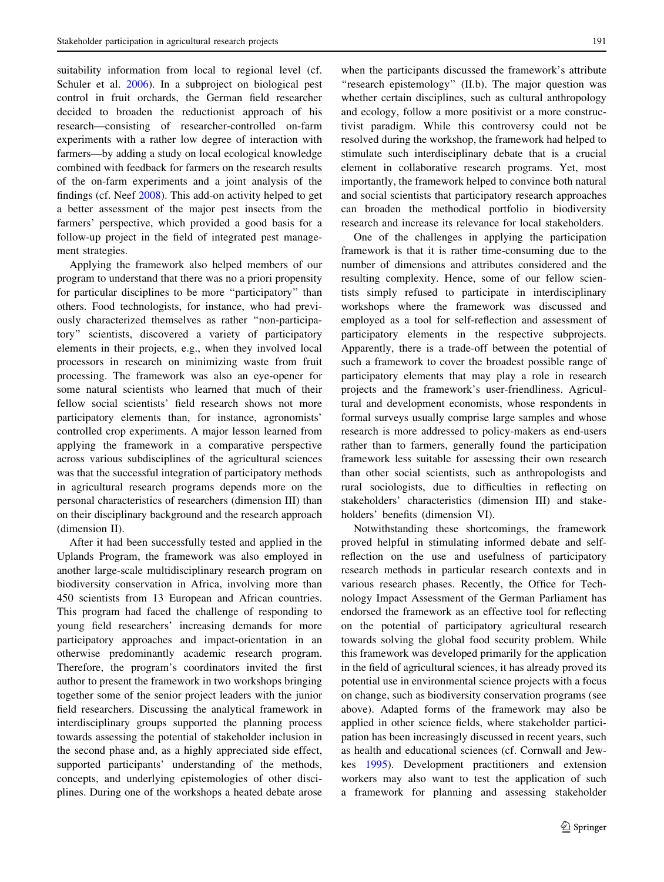suitability information from local to regional level (cf. Schuler et al. 2006). In a subproject on biological pest control in fruit orchards, the German field researcher decided to broaden the reductionist approach of his research—consisting of researcher-controlled on-farm experiments with a rather low degree of interaction with farmers—by adding a study on local ecological knowledge combined with feedback for farmers on the research results of the on-farm experiments and a joint analysis of the findings (cf. Neef 2008). This add-on activity helped to get a better assessment of the major pest insects from the farmers' perspective, which provided a good basis for a follow-up project in the field of integrated pest management strategies.

Applying the framework also helped members of our program to understand that there was no a priori propensity for particular disciplines to be more "participatory" than others. Food technologists, for instance, who had previously characterized themselves as rather "non-participatory" scientists, discovered a variety of participatory elements in their projects, e.g., when they involved local processors in research on minimizing waste from fruit processing. The framework was also an eye-opener for some natural scientists who learned that much of their fellow social scientists' field research shows not more participatory elements than, for instance, agronomists' controlled crop experiments. A major lesson learned from applying the framework in a comparative perspective across various subdisciplines of the agricultural sciences was that the successful integration of participatory methods in agricultural research programs depends more on the personal characteristics of researchers (dimension III) than on their disciplinary background and the research approach (dimension II).

After it had been successfully tested and applied in the Uplands Program, the framework was also employed in another large-scale multidisciplinary research program on biodiversity conservation in Africa, involving more than 450 scientists from 13 European and African countries. This program had faced the challenge of responding to young field researchers' increasing demands for more participatory approaches and impact-orientation in an otherwise predominantly academic research program. Therefore, the program's coordinators invited the first author to present the framework in two workshops bringing together some of the senior project leaders with the junior field researchers. Discussing the analytical framework in interdisciplinary groups supported the planning process towards assessing the potential of stakeholder inclusion in the second phase and, as a highly appreciated side effect, supported participants' understanding of the methods, concepts, and underlying epistemologies of other disciplines. During one of the workshops a heated debate arose when the participants discussed the framework's attribute "research epistemology" (II.b). The major question was whether certain disciplines, such as cultural anthropology and ecology, follow a more positivist or a more constructivist paradigm. While this controversy could not be resolved during the workshop, the framework had helped to stimulate such interdisciplinary debate that is a crucial element in collaborative research programs. Yet, most importantly, the framework helped to convince both natural and social scientists that participatory research approaches can broaden the methodical portfolio in biodiversity research and increase its relevance for local stakeholders.

One of the challenges in applying the participation framework is that it is rather time-consuming due to the number of dimensions and attributes considered and the resulting complexity. Hence, some of our fellow scientists simply refused to participate in interdisciplinary workshops where the framework was discussed and employed as a tool for self-reflection and assessment of participatory elements in the respective subprojects. Apparently, there is a trade-off between the potential of such a framework to cover the broadest possible range of participatory elements that may play a role in research projects and the framework's user-friendliness. Agricultural and development economists, whose respondents in formal surveys usually comprise large samples and whose research is more addressed to policy-makers as end-users rather than to farmers, generally found the participation framework less suitable for assessing their own research than other social scientists, such as anthropologists and rural sociologists, due to difficulties in reflecting on stakeholders' characteristics (dimension III) and stakeholders' benefits (dimension VI).

Notwithstanding these shortcomings, the framework proved helpful in stimulating informed debate and self-reflection on the use and usefulness of participatory research methods in particular research contexts and in various research phases. Recently, the Office for Technology Impact Assessment of the German Parliament has endorsed the framework as an effective tool for reflecting on the potential of participatory agricultural research towards solving the global food security problem. While this framework was developed primarily for the application in the field of agricultural sciences, it has already proved its potential use in environmental science projects with a focus on change, such as biodiversity conservation programs (see above). Adapted forms of the framework may also be applied in other science fields, where stakeholder participation has been increasingly discussed in recent years, such as health and educational sciences (cf. Cornwall and Jewkes 1995). Development practitioners and extension workers may also want to test the application of such a framework for planning and assessing stakeholder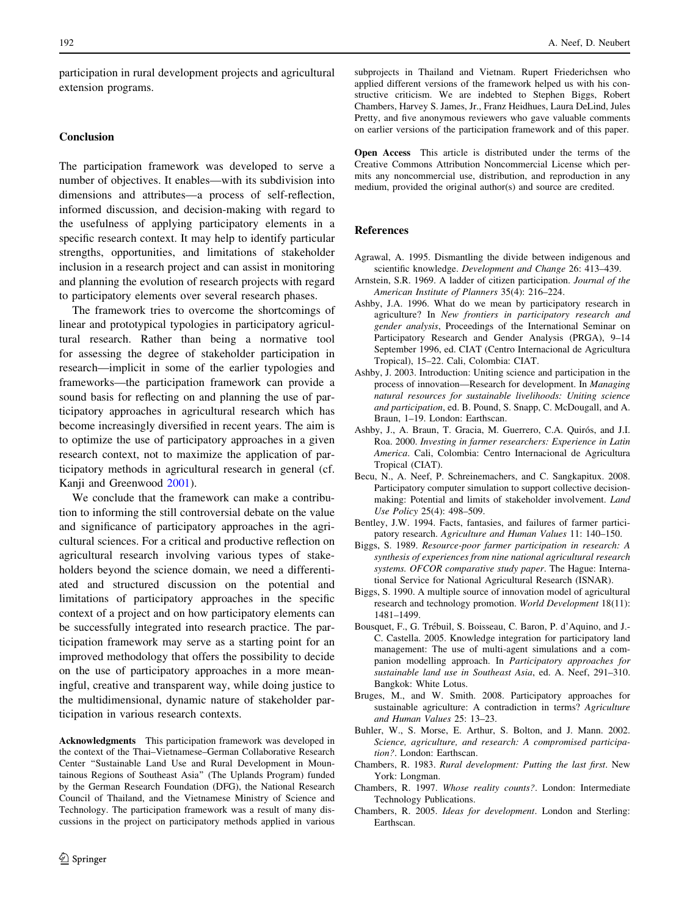participation in rural development projects and agricultural extension programs.

## Conclusion

The participation framework was developed to serve a number of objectives. It enables—with its subdivision into dimensions and attributes—a process of self-reflection, informed discussion, and decision-making with regard to the usefulness of applying participatory elements in a specific research context. It may help to identify particular strengths, opportunities, and limitations of stakeholder inclusion in a research project and can assist in monitoring and planning the evolution of research projects with regard to participatory elements over several research phases.

The framework tries to overcome the shortcomings of linear and prototypical typologies in participatory agricultural research. Rather than being a normative tool for assessing the degree of stakeholder participation in research—implicit in some of the earlier typologies and frameworks—the participation framework can provide a sound basis for reflecting on and planning the use of participatory approaches in agricultural research which has become increasingly diversified in recent years. The aim is to optimize the use of participatory approaches in a given research context, not to maximize the application of participatory methods in agricultural research in general (cf. Kanji and Greenwood 2001).

We conclude that the framework can make a contribution to informing the still controversial debate on the value and significance of participatory approaches in the agricultural sciences. For a critical and productive reflection on agricultural research involving various types of stakeholders beyond the science domain, we need a differentiated and structured discussion on the potential and limitations of participatory approaches in the specific context of a project and on how participatory elements can be successfully integrated into research practice. The participation framework may serve as a starting point for an improved methodology that offers the possibility to decide on the use of participatory approaches in a more meaningful, creative and transparent way, while doing justice to the multidimensional, dynamic nature of stakeholder participation in various research contexts.

**Acknowledgments** This participation framework was developed in the context of the Thai–Vietnamese–German Collaborative Research Center "Sustainable Land Use and Rural Development in Mountainous Regions of Southeast Asia" (The Uplands Program) funded by the German Research Foundation (DFG), the National Research Council of Thailand, and the Vietnamese Ministry of Science and Technology. The participation framework was a result of many discussions in the project on participatory methods applied in various subprojects in Thailand and Vietnam. Rupert Friederichsen who applied different versions of the framework helped us with his constructive criticism. We are indebted to Stephen Biggs, Robert Chambers, Harvey S. James, Jr., Franz Heidhues, Laura DeLind, Jules Pretty, and five anonymous reviewers who gave valuable comments on earlier versions of the participation framework and of this paper.

**Open Access** This article is distributed under the terms of the Creative Commons Attribution Noncommercial License which permits any noncommercial use, distribution, and reproduction in any medium, provided the original author(s) and source are credited.

## References

Agrawal, A. 1995. Dismantling the divide between indigenous and scientific knowledge. *Development and Change* 26: 413–439.

Arnstein, S.R. 1969. A ladder of citizen participation. *Journal of the American Institute of Planners* 35(4): 216–224.

Ashby, J.A. 1996. What do we mean by participatory research in agriculture? In *New frontiers in participatory research and gender analysis*, Proceedings of the International Seminar on Participatory Research and Gender Analysis (PRGA), 9–14 September 1996, ed. CIAT (Centro Internacional de Agricultura Tropical), 15–22. Cali, Colombia: CIAT.

Ashby, J. 2003. Introduction: Uniting science and participation in the process of innovation—Research for development. In *Managing natural resources for sustainable livelihoods: Uniting science and participation*, ed. B. Pound, S. Snapp, C. McDougall, and A. Braun, 1–19. London: Earthscan.

Ashby, J., A. Braun, T. Gracia, M. Guerrero, C.A. Quirós, and J.I. Roa. 2000. *Investing in farmer researchers: Experience in Latin America*. Cali, Colombia: Centro Internacional de Agricultura Tropical (CIAT).

Becu, N., A. Neef, P. Schreinemachers, and C. Sangkapitux. 2008. Participatory computer simulation to support collective decision-making: Potential and limits of stakeholder involvement. *Land Use Policy* 25(4): 498–509.

Bentley, J.W. 1994. Facts, fantasies, and failures of farmer participatory research. *Agriculture and Human Values* 11: 140–150.

Biggs, S. 1989. *Resource-poor farmer participation in research: A synthesis of experiences from nine national agricultural research systems. OFCOR comparative study paper*. The Hague: International Service for National Agricultural Research (ISNAR).

Biggs, S. 1990. A multiple source of innovation model of agricultural research and technology promotion. *World Development* 18(11): 1481–1499.

Bousquet, F., G. Trébuil, S. Boisseau, C. Baron, P. d'Aquino, and J.-C. Castella. 2005. Knowledge integration for participatory land management: The use of multi-agent simulations and a companion modelling approach. In *Participatory approaches for sustainable land use in Southeast Asia*, ed. A. Neef, 291–310. Bangkok: White Lotus.

Bruges, M., and W. Smith. 2008. Participatory approaches for sustainable agriculture: A contradiction in terms? *Agriculture and Human Values* 25: 13–23.

Buhler, W., S. Morse, E. Arthur, S. Bolton, and J. Mann. 2002. *Science, agriculture, and research: A compromised participation?*. London: Earthscan.

Chambers, R. 1983. *Rural development: Putting the last first*. New York: Longman.

Chambers, R. 1997. *Whose reality counts?*. London: Intermediate Technology Publications.

Chambers, R. 2005. *Ideas for development*. London and Sterling: Earthscan.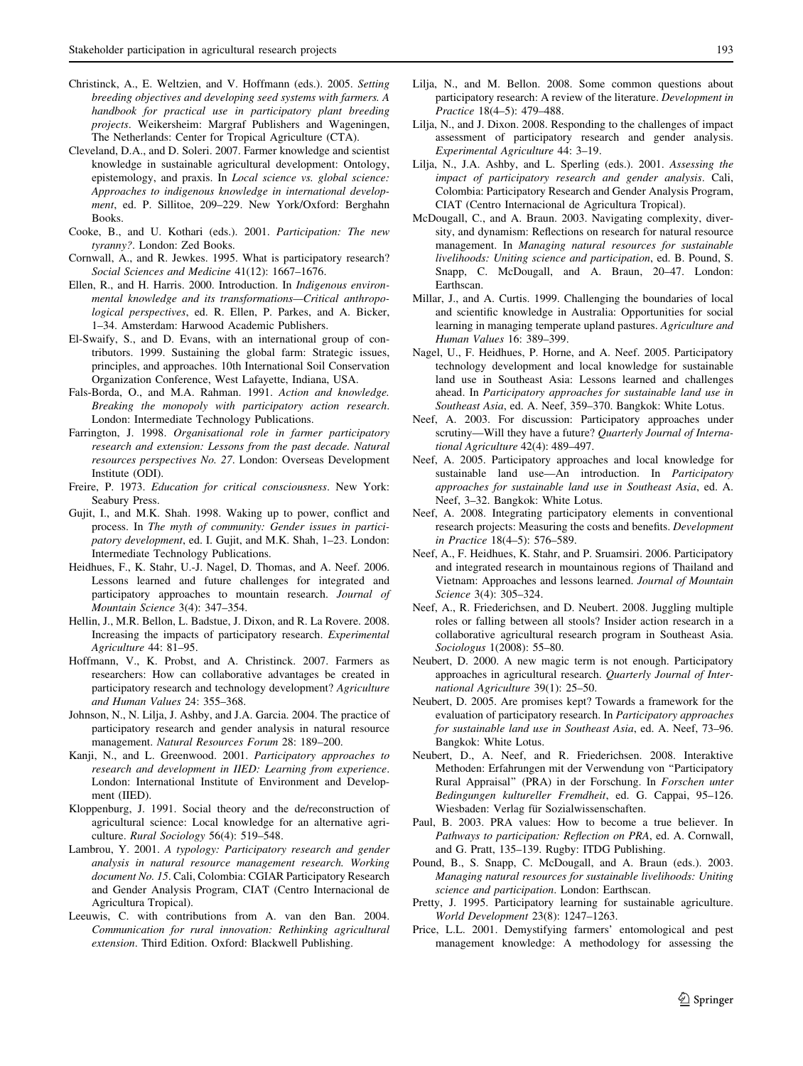Christinck, A., E. Weltzien, and V. Hoffmann (eds.). 2005. *Setting breeding objectives and developing seed systems with farmers. A handbook for practical use in participatory plant breeding projects*. Weikersheim: Margraf Publishers and Wageningen, The Netherlands: Center for Tropical Agriculture (CTA).

Cleveland, D.A., and D. Soleri. 2007. Farmer knowledge and scientist knowledge in sustainable agricultural development: Ontology, epistemology, and praxis. In *Local science vs. global science: Approaches to indigenous knowledge in international development*, ed. P. Sillitoe, 209–229. New York/Oxford: Berghahn Books.

Cooke, B., and U. Kothari (eds.). 2001. *Participation: The new tyranny?*. London: Zed Books.

Cornwall, A., and R. Jewkes. 1995. What is participatory research? *Social Sciences and Medicine* 41(12): 1667–1676.

Ellen, R., and H. Harris. 2000. Introduction. In *Indigenous environmental knowledge and its transformations—Critical anthropological perspectives*, ed. R. Ellen, P. Parkes, and A. Bicker, 1–34. Amsterdam: Harwood Academic Publishers.

El-Swaify, S., and D. Evans, with an international group of contributors. 1999. Sustaining the global farm: Strategic issues, principles, and approaches. 10th International Soil Conservation Organization Conference, West Lafayette, Indiana, USA.

Fals-Borda, O., and M.A. Rahman. 1991. *Action and knowledge. Breaking the monopoly with participatory action research*. London: Intermediate Technology Publications.

Farrington, J. 1998. *Organisational role in farmer participatory research and extension: Lessons from the past decade. Natural resources perspectives No. 27*. London: Overseas Development Institute (ODI).

Freire, P. 1973. *Education for critical consciousness*. New York: Seabury Press.

Gujit, I., and M.K. Shah. 1998. Waking up to power, conflict and process. In *The myth of community: Gender issues in participatory development*, ed. I. Gujit, and M.K. Shah, 1–23. London: Intermediate Technology Publications.

Heidhues, F., K. Stahr, U.-J. Nagel, D. Thomas, and A. Neef. 2006. Lessons learned and future challenges for integrated and participatory approaches to mountain research. *Journal of Mountain Science* 3(4): 347–354.

Hellin, J., M.R. Bellon, L. Badstue, J. Dixon, and R. La Rovere. 2008. Increasing the impacts of participatory research. *Experimental Agriculture* 44: 81–95.

Hoffmann, V., K. Probst, and A. Christinck. 2007. Farmers as researchers: How can collaborative advantages be created in participatory research and technology development? *Agriculture and Human Values* 24: 355–368.

Johnson, N., N. Lilja, J. Ashby, and J.A. Garcia. 2004. The practice of participatory research and gender analysis in natural resource management. *Natural Resources Forum* 28: 189–200.

Kanji, N., and L. Greenwood. 2001. *Participatory approaches to research and development in IIED: Learning from experience*. London: International Institute of Environment and Development (IIED).

Kloppenburg, J. 1991. Social theory and the de/reconstruction of agricultural science: Local knowledge for an alternative agriculture. *Rural Sociology* 56(4): 519–548.

Lambrou, Y. 2001. *A typology: Participatory research and gender analysis in natural resource management research. Working document No. 15*. Cali, Colombia: CGIAR Participatory Research and Gender Analysis Program, CIAT (Centro Internacional de Agricultura Tropical).

Leeuwis, C. with contributions from A. van den Ban. 2004. *Communication for rural innovation: Rethinking agricultural extension*. Third Edition. Oxford: Blackwell Publishing.

Lilja, N., and M. Bellon. 2008. Some common questions about participatory research: A review of the literature. *Development in Practice* 18(4–5): 479–488.

Lilja, N., and J. Dixon. 2008. Responding to the challenges of impact assessment of participatory research and gender analysis. *Experimental Agriculture* 44: 3–19.

Lilja, N., J.A. Ashby, and L. Sperling (eds.). 2001. *Assessing the impact of participatory research and gender analysis*. Cali, Colombia: Participatory Research and Gender Analysis Program, CIAT (Centro Internacional de Agricultura Tropical).

McDougall, C., and A. Braun. 2003. Navigating complexity, diversity, and dynamism: Reflections on research for natural resource management. In *Managing natural resources for sustainable livelihoods: Uniting science and participation*, ed. B. Pound, S. Snapp, C. McDougall, and A. Braun, 20–47. London: Earthscan.

Millar, J., and A. Curtis. 1999. Challenging the boundaries of local and scientific knowledge in Australia: Opportunities for social learning in managing temperate upland pastures. *Agriculture and Human Values* 16: 389–399.

Nagel, U., F. Heidhues, P. Horne, and A. Neef. 2005. Participatory technology development and local knowledge for sustainable land use in Southeast Asia: Lessons learned and challenges ahead. In *Participatory approaches for sustainable land use in Southeast Asia*, ed. A. Neef, 359–370. Bangkok: White Lotus.

Neef, A. 2003. For discussion: Participatory approaches under scrutiny—Will they have a future? *Quarterly Journal of International Agriculture* 42(4): 489–497.

Neef, A. 2005. Participatory approaches and local knowledge for sustainable land use—An introduction. In *Participatory approaches for sustainable land use in Southeast Asia*, ed. A. Neef, 3–32. Bangkok: White Lotus.

Neef, A. 2008. Integrating participatory elements in conventional research projects: Measuring the costs and benefits. *Development in Practice* 18(4–5): 576–589.

Neef, A., F. Heidhues, K. Stahr, and P. Sruamsiri. 2006. Participatory and integrated research in mountainous regions of Thailand and Vietnam: Approaches and lessons learned. *Journal of Mountain Science* 3(4): 305–324.

Neef, A., R. Friederichsen, and D. Neubert. 2008. Juggling multiple roles or falling between all stools? Insider action research in a collaborative agricultural research program in Southeast Asia. *Sociologus* 1(2008): 55–80.

Neubert, D. 2000. A new magic term is not enough. Participatory approaches in agricultural research. *Quarterly Journal of International Agriculture* 39(1): 25–50.

Neubert, D. 2005. Are promises kept? Towards a framework for the evaluation of participatory research. In *Participatory approaches for sustainable land use in Southeast Asia*, ed. A. Neef, 73–96. Bangkok: White Lotus.

Neubert, D., A. Neef, and R. Friederichsen. 2008. Interaktive Methoden: Erfahrungen mit der Verwendung von "Participatory Rural Appraisal" (PRA) in der Forschung. In *Forschen unter Bedingungen kultureller Fremdheit*, ed. G. Cappai, 95–126. Wiesbaden: Verlag für Sozialwissenschaften.

Paul, B. 2003. PRA values: How to become a true believer. In *Pathways to participation: Reflection on PRA*, ed. A. Cornwall, and G. Pratt, 135–139. Rugby: ITDG Publishing.

Pound, B., S. Snapp, C. McDougall, and A. Braun (eds.). 2003. *Managing natural resources for sustainable livelihoods: Uniting science and participation*. London: Earthscan.

Pretty, J. 1995. Participatory learning for sustainable agriculture. *World Development* 23(8): 1247–1263.

Price, L.L. 2001. Demystifying farmers' entomological and pest management knowledge: A methodology for assessing the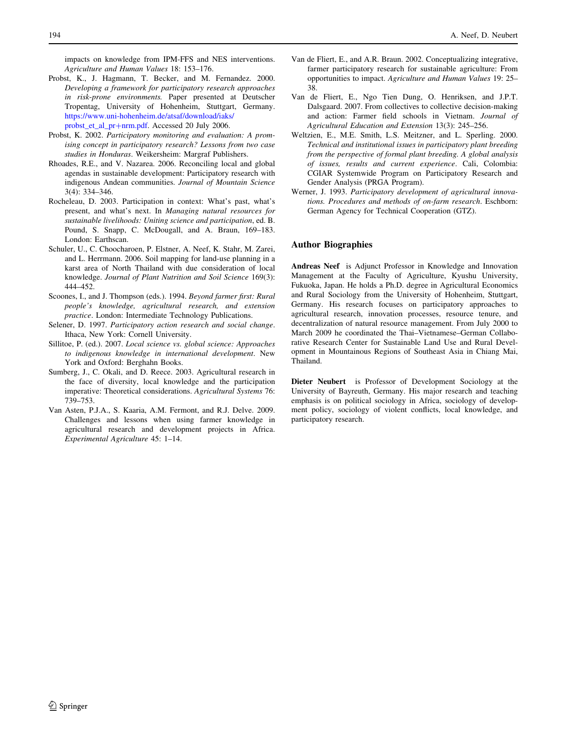impacts on knowledge from IPM-FFS and NES interventions. *Agriculture and Human Values* 18: 153–176.

Probst, K., J. Hagmann, T. Becker, and M. Fernandez. 2000. *Developing a framework for participatory research approaches in risk-prone environments.* Paper presented at Deutscher Tropentag, University of Hohenheim, Stuttgart, Germany. https://www.uni-hohenheim.de/atsaf/download/iaks/probst_et_al_pr+nrm.pdf. Accessed 20 July 2006.

Probst, K. 2002. *Participatory monitoring and evaluation: A promising concept in participatory research? Lessons from two case studies in Honduras*. Weikersheim: Margraf Publishers.

Rhoades, R.E., and V. Nazarea. 2006. Reconciling local and global agendas in sustainable development: Participatory research with indigenous Andean communities. *Journal of Mountain Science* 3(4): 334–346.

Rocheleau, D. 2003. Participation in context: What's past, what's present, and what's next. In *Managing natural resources for sustainable livelihoods: Uniting science and participation*, ed. B. Pound, S. Snapp, C. McDougall, and A. Braun, 169–183. London: Earthscan.

Schuler, U., C. Choocharoen, P. Elstner, A. Neef, K. Stahr, M. Zarei, and L. Herrmann. 2006. Soil mapping for land-use planning in a karst area of North Thailand with due consideration of local knowledge. *Journal of Plant Nutrition and Soil Science* 169(3): 444–452.

Scoones, I., and J. Thompson (eds.). 1994. *Beyond farmer first: Rural people's knowledge, agricultural research, and extension practice*. London: Intermediate Technology Publications.

Selener, D. 1997. *Participatory action research and social change*. Ithaca, New York: Cornell University.

Sillitoe, P. (ed.). 2007. *Local science vs. global science: Approaches to indigenous knowledge in international development*. New York and Oxford: Berghahn Books.

Sumberg, J., C. Okali, and D. Reece. 2003. Agricultural research in the face of diversity, local knowledge and the participation imperative: Theoretical considerations. *Agricultural Systems* 76: 739–753.

Van Asten, P.J.A., S. Kaaria, A.M. Fermont, and R.J. Delve. 2009. Challenges and lessons when using farmer knowledge in agricultural research and development projects in Africa. *Experimental Agriculture* 45: 1–14.

Van de Fliert, E., and A.R. Braun. 2002. Conceptualizing integrative, farmer participatory research for sustainable agriculture: From opportunities to impact. *Agriculture and Human Values* 19: 25–38.

Van de Fliert, E., Ngo Tien Dung, O. Henriksen, and J.P.T. Dalsgaard. 2007. From collectives to collective decision-making and action: Farmer field schools in Vietnam. *Journal of Agricultural Education and Extension* 13(3): 245–256.

Weltzien, E., M.E. Smith, L.S. Meitzner, and L. Sperling. 2000. *Technical and institutional issues in participatory plant breeding from the perspective of formal plant breeding. A global analysis of issues, results and current experience*. Cali, Colombia: CGIAR Systemwide Program on Participatory Research and Gender Analysis (PRGA Program).

Werner, J. 1993. *Participatory development of agricultural innovations. Procedures and methods of on-farm research*. Eschborn: German Agency for Technical Cooperation (GTZ).

## Author Biographies

**Andreas Neef** is Adjunct Professor in Knowledge and Innovation Management at the Faculty of Agriculture, Kyushu University, Fukuoka, Japan. He holds a Ph.D. degree in Agricultural Economics and Rural Sociology from the University of Hohenheim, Stuttgart, Germany. His research focuses on participatory approaches to agricultural research, innovation processes, resource tenure, and decentralization of natural resource management. From July 2000 to March 2009 he coordinated the Thai–Vietnamese–German Collaborative Research Center for Sustainable Land Use and Rural Development in Mountainous Regions of Southeast Asia in Chiang Mai, Thailand.

**Dieter Neubert** is Professor of Development Sociology at the University of Bayreuth, Germany. His major research and teaching emphasis is on political sociology in Africa, sociology of development policy, sociology of violent conflicts, local knowledge, and participatory research.